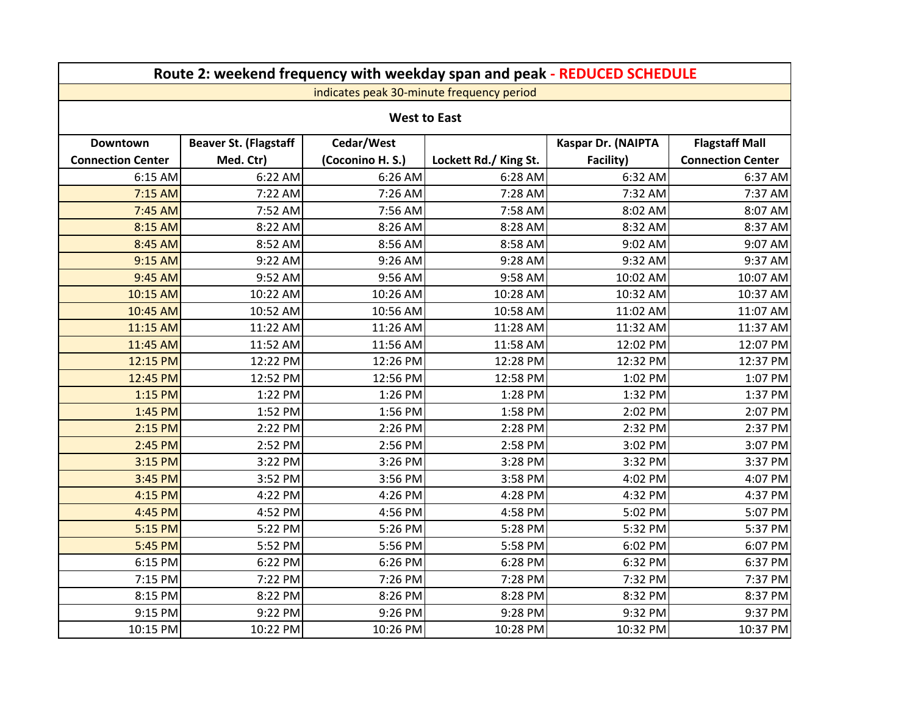# Route 2: weekend frequency with weekday span and peak - REDUCED SCHEDULE

indicates peak 30-minute frequency period

## West to East

| Downtown Connection Center | Beaver St. (Flagstaff Med. Ctr) | Cedar/West (Coconino H. S.) | Lockett Rd./ King St. | Kaspar Dr. (NAIPTA Facility) | Flagstaff Mall Connection Center |
|---|---|---|---|---|---|
| 6:15 AM | 6:22 AM | 6:26 AM | 6:28 AM | 6:32 AM | 6:37 AM |
| 7:15 AM | 7:22 AM | 7:26 AM | 7:28 AM | 7:32 AM | 7:37 AM |
| 7:45 AM | 7:52 AM | 7:56 AM | 7:58 AM | 8:02 AM | 8:07 AM |
| 8:15 AM | 8:22 AM | 8:26 AM | 8:28 AM | 8:32 AM | 8:37 AM |
| 8:45 AM | 8:52 AM | 8:56 AM | 8:58 AM | 9:02 AM | 9:07 AM |
| 9:15 AM | 9:22 AM | 9:26 AM | 9:28 AM | 9:32 AM | 9:37 AM |
| 9:45 AM | 9:52 AM | 9:56 AM | 9:58 AM | 10:02 AM | 10:07 AM |
| 10:15 AM | 10:22 AM | 10:26 AM | 10:28 AM | 10:32 AM | 10:37 AM |
| 10:45 AM | 10:52 AM | 10:56 AM | 10:58 AM | 11:02 AM | 11:07 AM |
| 11:15 AM | 11:22 AM | 11:26 AM | 11:28 AM | 11:32 AM | 11:37 AM |
| 11:45 AM | 11:52 AM | 11:56 AM | 11:58 AM | 12:02 PM | 12:07 PM |
| 12:15 PM | 12:22 PM | 12:26 PM | 12:28 PM | 12:32 PM | 12:37 PM |
| 12:45 PM | 12:52 PM | 12:56 PM | 12:58 PM | 1:02 PM | 1:07 PM |
| 1:15 PM | 1:22 PM | 1:26 PM | 1:28 PM | 1:32 PM | 1:37 PM |
| 1:45 PM | 1:52 PM | 1:56 PM | 1:58 PM | 2:02 PM | 2:07 PM |
| 2:15 PM | 2:22 PM | 2:26 PM | 2:28 PM | 2:32 PM | 2:37 PM |
| 2:45 PM | 2:52 PM | 2:56 PM | 2:58 PM | 3:02 PM | 3:07 PM |
| 3:15 PM | 3:22 PM | 3:26 PM | 3:28 PM | 3:32 PM | 3:37 PM |
| 3:45 PM | 3:52 PM | 3:56 PM | 3:58 PM | 4:02 PM | 4:07 PM |
| 4:15 PM | 4:22 PM | 4:26 PM | 4:28 PM | 4:32 PM | 4:37 PM |
| 4:45 PM | 4:52 PM | 4:56 PM | 4:58 PM | 5:02 PM | 5:07 PM |
| 5:15 PM | 5:22 PM | 5:26 PM | 5:28 PM | 5:32 PM | 5:37 PM |
| 5:45 PM | 5:52 PM | 5:56 PM | 5:58 PM | 6:02 PM | 6:07 PM |
| 6:15 PM | 6:22 PM | 6:26 PM | 6:28 PM | 6:32 PM | 6:37 PM |
| 7:15 PM | 7:22 PM | 7:26 PM | 7:28 PM | 7:32 PM | 7:37 PM |
| 8:15 PM | 8:22 PM | 8:26 PM | 8:28 PM | 8:32 PM | 8:37 PM |
| 9:15 PM | 9:22 PM | 9:26 PM | 9:28 PM | 9:32 PM | 9:37 PM |
| 10:15 PM | 10:22 PM | 10:26 PM | 10:28 PM | 10:32 PM | 10:37 PM |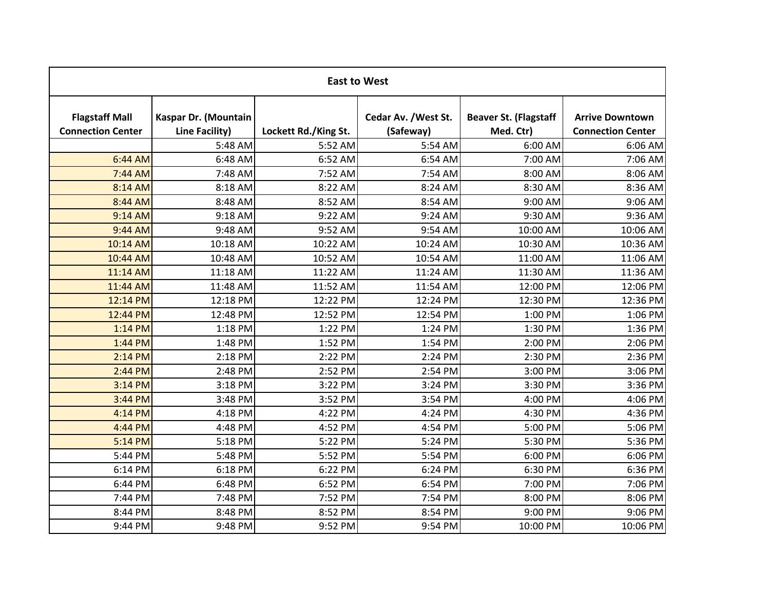## East to West

| Flagstaff Mall Connection Center | Kaspar Dr. (Mountain Line Facility) | Lockett Rd./King St. | Cedar Av. /West St. (Safeway) | Beaver St. (Flagstaff Med. Ctr) | Arrive Downtown Connection Center |
|---|---|---|---|---|---|
| | 5:48 AM | 5:52 AM | 5:54 AM | 6:00 AM | 6:06 AM |
| 6:44 AM | 6:48 AM | 6:52 AM | 6:54 AM | 7:00 AM | 7:06 AM |
| 7:44 AM | 7:48 AM | 7:52 AM | 7:54 AM | 8:00 AM | 8:06 AM |
| 8:14 AM | 8:18 AM | 8:22 AM | 8:24 AM | 8:30 AM | 8:36 AM |
| 8:44 AM | 8:48 AM | 8:52 AM | 8:54 AM | 9:00 AM | 9:06 AM |
| 9:14 AM | 9:18 AM | 9:22 AM | 9:24 AM | 9:30 AM | 9:36 AM |
| 9:44 AM | 9:48 AM | 9:52 AM | 9:54 AM | 10:00 AM | 10:06 AM |
| 10:14 AM | 10:18 AM | 10:22 AM | 10:24 AM | 10:30 AM | 10:36 AM |
| 10:44 AM | 10:48 AM | 10:52 AM | 10:54 AM | 11:00 AM | 11:06 AM |
| 11:14 AM | 11:18 AM | 11:22 AM | 11:24 AM | 11:30 AM | 11:36 AM |
| 11:44 AM | 11:48 AM | 11:52 AM | 11:54 AM | 12:00 PM | 12:06 PM |
| 12:14 PM | 12:18 PM | 12:22 PM | 12:24 PM | 12:30 PM | 12:36 PM |
| 12:44 PM | 12:48 PM | 12:52 PM | 12:54 PM | 1:00 PM | 1:06 PM |
| 1:14 PM | 1:18 PM | 1:22 PM | 1:24 PM | 1:30 PM | 1:36 PM |
| 1:44 PM | 1:48 PM | 1:52 PM | 1:54 PM | 2:00 PM | 2:06 PM |
| 2:14 PM | 2:18 PM | 2:22 PM | 2:24 PM | 2:30 PM | 2:36 PM |
| 2:44 PM | 2:48 PM | 2:52 PM | 2:54 PM | 3:00 PM | 3:06 PM |
| 3:14 PM | 3:18 PM | 3:22 PM | 3:24 PM | 3:30 PM | 3:36 PM |
| 3:44 PM | 3:48 PM | 3:52 PM | 3:54 PM | 4:00 PM | 4:06 PM |
| 4:14 PM | 4:18 PM | 4:22 PM | 4:24 PM | 4:30 PM | 4:36 PM |
| 4:44 PM | 4:48 PM | 4:52 PM | 4:54 PM | 5:00 PM | 5:06 PM |
| 5:14 PM | 5:18 PM | 5:22 PM | 5:24 PM | 5:30 PM | 5:36 PM |
| 5:44 PM | 5:48 PM | 5:52 PM | 5:54 PM | 6:00 PM | 6:06 PM |
| 6:14 PM | 6:18 PM | 6:22 PM | 6:24 PM | 6:30 PM | 6:36 PM |
| 6:44 PM | 6:48 PM | 6:52 PM | 6:54 PM | 7:00 PM | 7:06 PM |
| 7:44 PM | 7:48 PM | 7:52 PM | 7:54 PM | 8:00 PM | 8:06 PM |
| 8:44 PM | 8:48 PM | 8:52 PM | 8:54 PM | 9:00 PM | 9:06 PM |
| 9:44 PM | 9:48 PM | 9:52 PM | 9:54 PM | 10:00 PM | 10:06 PM |